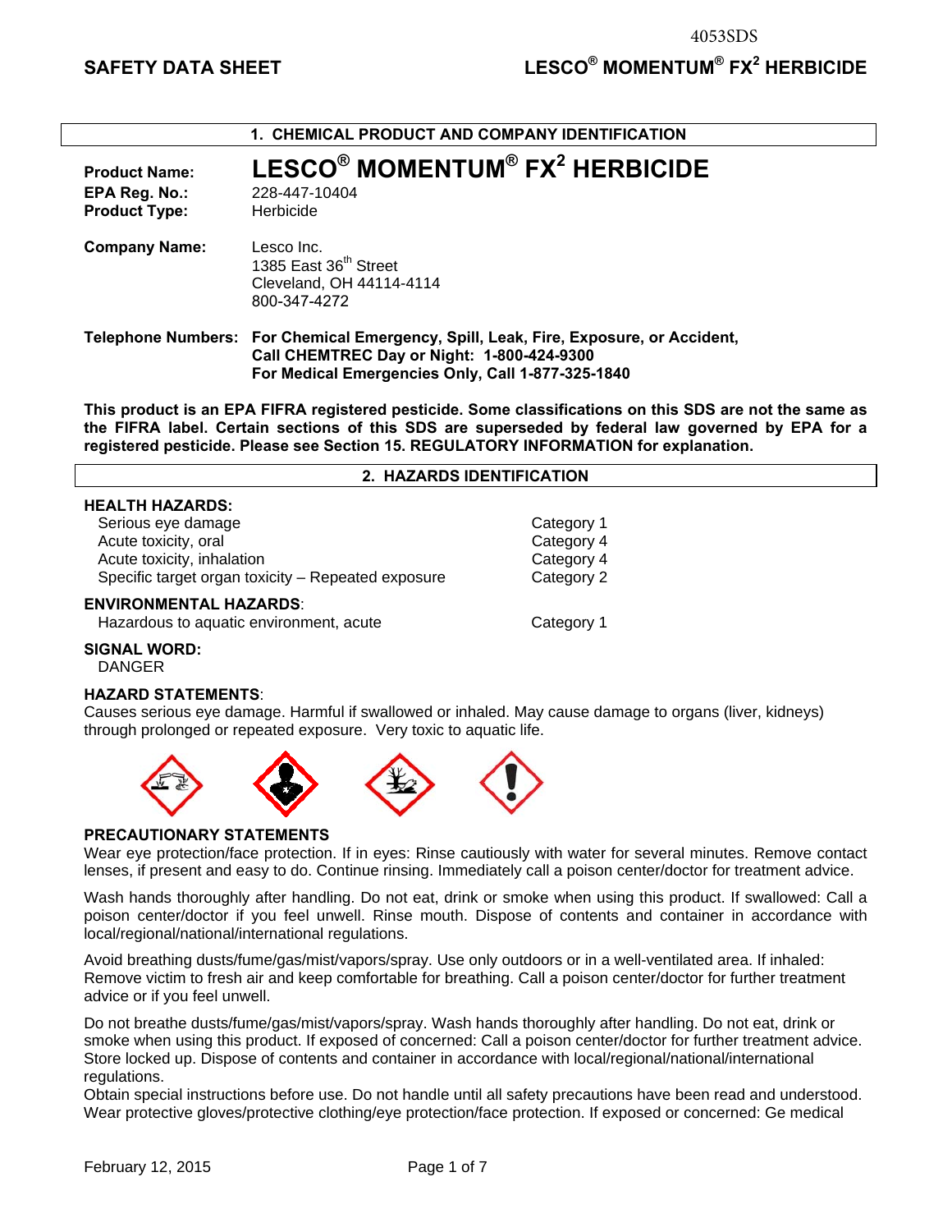# SAFETY DATA SHEET — LESCO® MOMENTUM® FX² HERBICIDE

## 1. CHEMICAL PRODUCT AND COMPANY IDENTIFICATION

**Product Name:** **LESCO® MOMENTUM® FX² HERBICIDE**
**EPA Reg. No.:** 228-447-10404
**Product Type:** Herbicide

**Company Name:** Lesco Inc.
1385 East 36th Street
Cleveland, OH 44114-4114
800-347-4272

**Telephone Numbers:** **For Chemical Emergency, Spill, Leak, Fire, Exposure, or Accident, Call CHEMTREC Day or Night: 1-800-424-9300**
**For Medical Emergencies Only, Call 1-877-325-1840**

**This product is an EPA FIFRA registered pesticide. Some classifications on this SDS are not the same as the FIFRA label. Certain sections of this SDS are superseded by federal law governed by EPA for a registered pesticide. Please see Section 15. REGULATORY INFORMATION for explanation.**

## 2. HAZARDS IDENTIFICATION

**HEALTH HAZARDS:**

| Hazard | Category |
|---|---|
| Serious eye damage | Category 1 |
| Acute toxicity, oral | Category 4 |
| Acute toxicity, inhalation | Category 4 |
| Specific target organ toxicity – Repeated exposure | Category 2 |

**ENVIRONMENTAL HAZARDS**:

| Hazard | Category |
|---|---|
| Hazardous to aquatic environment, acute | Category 1 |

**SIGNAL WORD:**
DANGER

**HAZARD STATEMENTS**:
Causes serious eye damage. Harmful if swallowed or inhaled. May cause damage to organs (liver, kidneys) through prolonged or repeated exposure. Very toxic to aquatic life.

**PRECAUTIONARY STATEMENTS**
Wear eye protection/face protection. If in eyes: Rinse cautiously with water for several minutes. Remove contact lenses, if present and easy to do. Continue rinsing. Immediately call a poison center/doctor for treatment advice.

Wash hands thoroughly after handling. Do not eat, drink or smoke when using this product. If swallowed: Call a poison center/doctor if you feel unwell. Rinse mouth. Dispose of contents and container in accordance with local/regional/national/international regulations.

Avoid breathing dusts/fume/gas/mist/vapors/spray. Use only outdoors or in a well-ventilated area. If inhaled: Remove victim to fresh air and keep comfortable for breathing. Call a poison center/doctor for further treatment advice or if you feel unwell.

Do not breathe dusts/fume/gas/mist/vapors/spray. Wash hands thoroughly after handling. Do not eat, drink or smoke when using this product. If exposed of concerned: Call a poison center/doctor for further treatment advice. Store locked up. Dispose of contents and container in accordance with local/regional/national/international regulations.
Obtain special instructions before use. Do not handle until all safety precautions have been read and understood. Wear protective gloves/protective clothing/eye protection/face protection. If exposed or concerned: Ge medical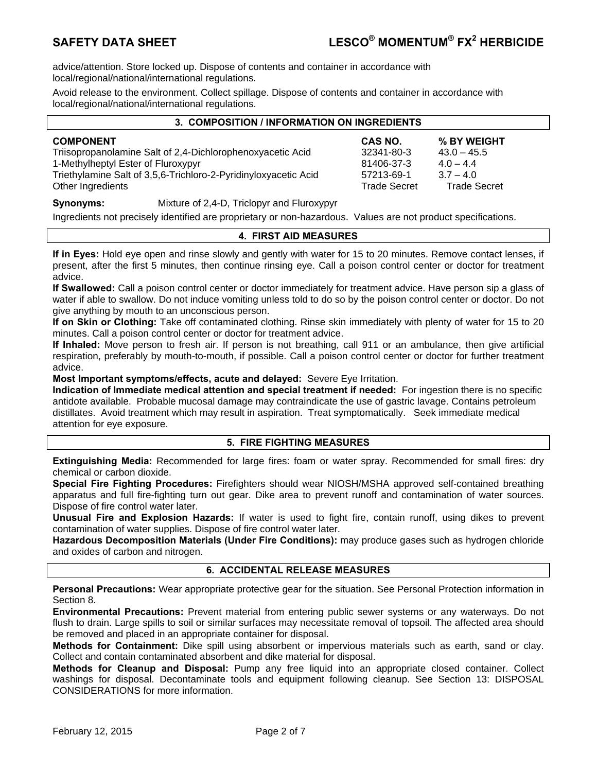advice/attention. Store locked up. Dispose of contents and container in accordance with local/regional/national/international regulations.

Avoid release to the environment. Collect spillage. Dispose of contents and container in accordance with local/regional/national/international regulations.

## 3. COMPOSITION / INFORMATION ON INGREDIENTS

| COMPONENT | CAS NO. | % BY WEIGHT |
|---|---|---|
| Triisopropanolamine Salt of 2,4-Dichlorophenoxyacetic Acid | 32341-80-3 | 43.0 – 45.5 |
| 1-Methylheptyl Ester of Fluroxypyr | 81406-37-3 | 4.0 – 4.4 |
| Triethylamine Salt of 3,5,6-Trichloro-2-Pyridinyloxyacetic Acid | 57213-69-1 | 3.7 – 4.0 |
| Other Ingredients | Trade Secret | Trade Secret |

**Synonyms:** Mixture of 2,4-D, Triclopyr and Fluroxypyr

Ingredients not precisely identified are proprietary or non-hazardous. Values are not product specifications.

## 4. FIRST AID MEASURES

**If in Eyes:** Hold eye open and rinse slowly and gently with water for 15 to 20 minutes. Remove contact lenses, if present, after the first 5 minutes, then continue rinsing eye. Call a poison control center or doctor for treatment advice.

**If Swallowed:** Call a poison control center or doctor immediately for treatment advice. Have person sip a glass of water if able to swallow. Do not induce vomiting unless told to do so by the poison control center or doctor. Do not give anything by mouth to an unconscious person.

**If on Skin or Clothing:** Take off contaminated clothing. Rinse skin immediately with plenty of water for 15 to 20 minutes. Call a poison control center or doctor for treatment advice.

**If Inhaled:** Move person to fresh air. If person is not breathing, call 911 or an ambulance, then give artificial respiration, preferably by mouth-to-mouth, if possible. Call a poison control center or doctor for further treatment advice.

**Most Important symptoms/effects, acute and delayed:** Severe Eye Irritation.

**Indication of Immediate medical attention and special treatment if needed:** For ingestion there is no specific antidote available. Probable mucosal damage may contraindicate the use of gastric lavage. Contains petroleum distillates. Avoid treatment which may result in aspiration. Treat symptomatically. Seek immediate medical attention for eye exposure.

## 5. FIRE FIGHTING MEASURES

**Extinguishing Media:** Recommended for large fires: foam or water spray. Recommended for small fires: dry chemical or carbon dioxide.

**Special Fire Fighting Procedures:** Firefighters should wear NIOSH/MSHA approved self-contained breathing apparatus and full fire-fighting turn out gear. Dike area to prevent runoff and contamination of water sources. Dispose of fire control water later.

**Unusual Fire and Explosion Hazards:** If water is used to fight fire, contain runoff, using dikes to prevent contamination of water supplies. Dispose of fire control water later.

**Hazardous Decomposition Materials (Under Fire Conditions):** may produce gases such as hydrogen chloride and oxides of carbon and nitrogen.

## 6. ACCIDENTAL RELEASE MEASURES

**Personal Precautions:** Wear appropriate protective gear for the situation. See Personal Protection information in Section 8.

**Environmental Precautions:** Prevent material from entering public sewer systems or any waterways. Do not flush to drain. Large spills to soil or similar surfaces may necessitate removal of topsoil. The affected area should be removed and placed in an appropriate container for disposal.

**Methods for Containment:** Dike spill using absorbent or impervious materials such as earth, sand or clay. Collect and contain contaminated absorbent and dike material for disposal.

**Methods for Cleanup and Disposal:** Pump any free liquid into an appropriate closed container. Collect washings for disposal. Decontaminate tools and equipment following cleanup. See Section 13: DISPOSAL CONSIDERATIONS for more information.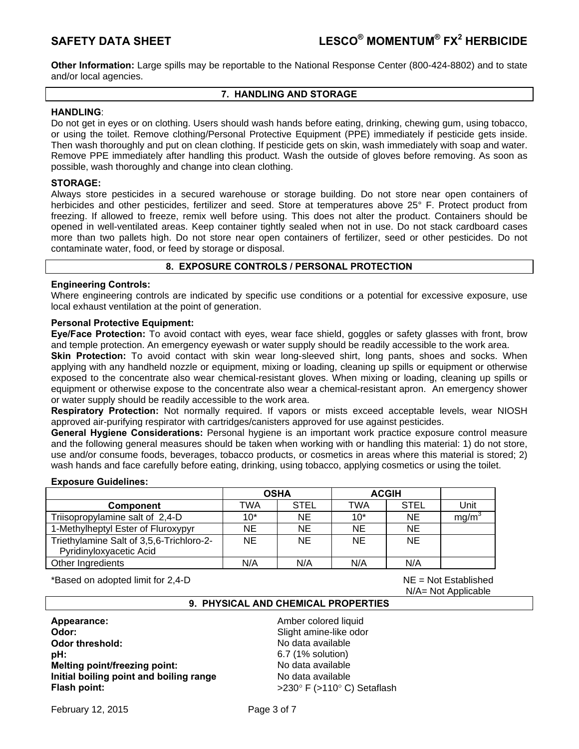**Other Information:** Large spills may be reportable to the National Response Center (800-424-8802) and to state and/or local agencies.

## 7. HANDLING AND STORAGE

**HANDLING**:
Do not get in eyes or on clothing. Users should wash hands before eating, drinking, chewing gum, using tobacco, or using the toilet. Remove clothing/Personal Protective Equipment (PPE) immediately if pesticide gets inside. Then wash thoroughly and put on clean clothing. If pesticide gets on skin, wash immediately with soap and water. Remove PPE immediately after handling this product. Wash the outside of gloves before removing. As soon as possible, wash thoroughly and change into clean clothing.

**STORAGE:**
Always store pesticides in a secured warehouse or storage building. Do not store near open containers of herbicides and other pesticides, fertilizer and seed. Store at temperatures above 25° F. Protect product from freezing. If allowed to freeze, remix well before using. This does not alter the product. Containers should be opened in well-ventilated areas. Keep container tightly sealed when not in use. Do not stack cardboard cases more than two pallets high. Do not store near open containers of fertilizer, seed or other pesticides. Do not contaminate water, food, or feed by storage or disposal.

## 8. EXPOSURE CONTROLS / PERSONAL PROTECTION

**Engineering Controls:**
Where engineering controls are indicated by specific use conditions or a potential for excessive exposure, use local exhaust ventilation at the point of generation.

**Personal Protective Equipment:**
**Eye/Face Protection:** To avoid contact with eyes, wear face shield, goggles or safety glasses with front, brow and temple protection. An emergency eyewash or water supply should be readily accessible to the work area.
**Skin Protection:** To avoid contact with skin wear long-sleeved shirt, long pants, shoes and socks. When applying with any handheld nozzle or equipment, mixing or loading, cleaning up spills or equipment or otherwise exposed to the concentrate also wear chemical-resistant gloves. When mixing or loading, cleaning up spills or equipment or otherwise expose to the concentrate also wear a chemical-resistant apron. An emergency shower or water supply should be readily accessible to the work area.
**Respiratory Protection:** Not normally required. If vapors or mists exceed acceptable levels, wear NIOSH approved air-purifying respirator with cartridges/canisters approved for use against pesticides.
**General Hygiene Considerations:** Personal hygiene is an important work practice exposure control measure and the following general measures should be taken when working with or handling this material: 1) do not store, use and/or consume foods, beverages, tobacco products, or cosmetics in areas where this material is stored; 2) wash hands and face carefully before eating, drinking, using tobacco, applying cosmetics or using the toilet.

**Exposure Guidelines:**

| | OSHA | | ACGIH | | |
|---|---|---|---|---|---|
| **Component** | TWA | STEL | TWA | STEL | Unit |
| Triisopropylamine salt of 2,4-D | 10* | NE | 10* | NE | $mg/m^3$ |
| 1-Methylheptyl Ester of Fluroxypyr | NE | NE | NE | NE | |
| Triethylamine Salt of 3,5,6-Trichloro-2-Pyridinyloxyacetic Acid | NE | NE | NE | NE | |
| Other Ingredients | N/A | N/A | N/A | N/A | |

*Based on adopted limit for 2,4-D

NE = Not Established
N/A= Not Applicable

## 9. PHYSICAL AND CHEMICAL PROPERTIES

**Appearance:** Amber colored liquid
**Odor:** Slight amine-like odor
**Odor threshold:** No data available
**pH:** 6.7 (1% solution)
**Melting point/freezing point:** No data available
**Initial boiling point and boiling range** No data available
**Flash point:** >230° F (>110° C) Setaflash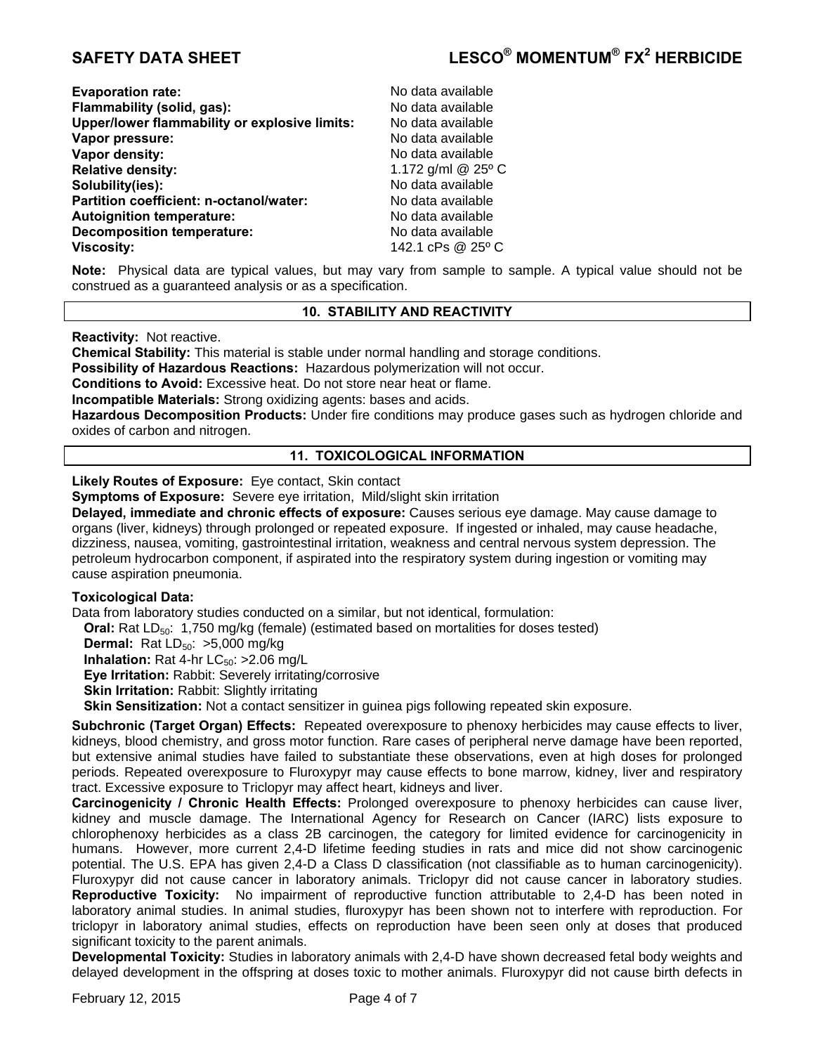| | |
|---|---|
| **Evaporation rate:** | No data available |
| **Flammability (solid, gas):** | No data available |
| **Upper/lower flammability or explosive limits:** | No data available |
| **Vapor pressure:** | No data available |
| **Vapor density:** | No data available |
| **Relative density:** | 1.172 g/ml @ 25º C |
| **Solubility(ies):** | No data available |
| **Partition coefficient: n-octanol/water:** | No data available |
| **Autoignition temperature:** | No data available |
| **Decomposition temperature:** | No data available |
| **Viscosity:** | 142.1 cPs @ 25º C |

**Note:** Physical data are typical values, but may vary from sample to sample. A typical value should not be construed as a guaranteed analysis or as a specification.

## 10. STABILITY AND REACTIVITY

**Reactivity:** Not reactive.

**Chemical Stability:** This material is stable under normal handling and storage conditions.

**Possibility of Hazardous Reactions:** Hazardous polymerization will not occur.

**Conditions to Avoid:** Excessive heat. Do not store near heat or flame.

**Incompatible Materials:** Strong oxidizing agents: bases and acids.

**Hazardous Decomposition Products:** Under fire conditions may produce gases such as hydrogen chloride and oxides of carbon and nitrogen.

## 11. TOXICOLOGICAL INFORMATION

**Likely Routes of Exposure:** Eye contact, Skin contact

**Symptoms of Exposure:** Severe eye irritation, Mild/slight skin irritation

**Delayed, immediate and chronic effects of exposure:** Causes serious eye damage. May cause damage to organs (liver, kidneys) through prolonged or repeated exposure. If ingested or inhaled, may cause headache, dizziness, nausea, vomiting, gastrointestinal irritation, weakness and central nervous system depression. The petroleum hydrocarbon component, if aspirated into the respiratory system during ingestion or vomiting may cause aspiration pneumonia.

**Toxicological Data:**

Data from laboratory studies conducted on a similar, but not identical, formulation:

- **Oral:** Rat $LD_{50}$: 1,750 mg/kg (female) (estimated based on mortalities for doses tested)
- **Dermal:** Rat $LD_{50}$: >5,000 mg/kg
- **Inhalation:** Rat 4-hr $LC_{50}$: >2.06 mg/L
- **Eye Irritation:** Rabbit: Severely irritating/corrosive
- **Skin Irritation:** Rabbit: Slightly irritating
- **Skin Sensitization:** Not a contact sensitizer in guinea pigs following repeated skin exposure.

**Subchronic (Target Organ) Effects:** Repeated overexposure to phenoxy herbicides may cause effects to liver, kidneys, blood chemistry, and gross motor function. Rare cases of peripheral nerve damage have been reported, but extensive animal studies have failed to substantiate these observations, even at high doses for prolonged periods. Repeated overexposure to Fluroxypyr may cause effects to bone marrow, kidney, liver and respiratory tract. Excessive exposure to Triclopyr may affect heart, kidneys and liver.

**Carcinogenicity / Chronic Health Effects:** Prolonged overexposure to phenoxy herbicides can cause liver, kidney and muscle damage. The International Agency for Research on Cancer (IARC) lists exposure to chlorophenoxy herbicides as a class 2B carcinogen, the category for limited evidence for carcinogenicity in humans. However, more current 2,4-D lifetime feeding studies in rats and mice did not show carcinogenic potential. The U.S. EPA has given 2,4-D a Class D classification (not classifiable as to human carcinogenicity). Fluroxypyr did not cause cancer in laboratory animals. Triclopyr did not cause cancer in laboratory studies.

**Reproductive Toxicity:** No impairment of reproductive function attributable to 2,4-D has been noted in laboratory animal studies. In animal studies, fluroxypyr has been shown not to interfere with reproduction. For triclopyr in laboratory animal studies, effects on reproduction have been seen only at doses that produced significant toxicity to the parent animals.

**Developmental Toxicity:** Studies in laboratory animals with 2,4-D have shown decreased fetal body weights and delayed development in the offspring at doses toxic to mother animals. Fluroxypyr did not cause birth defects in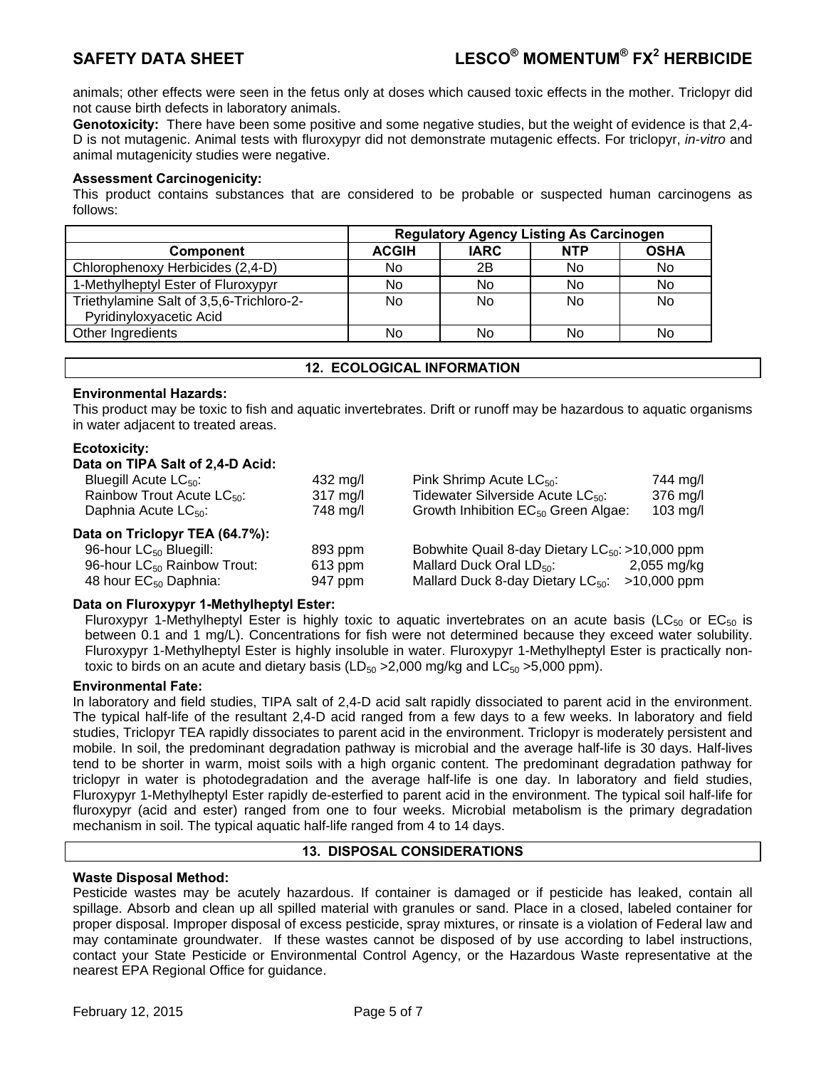animals; other effects were seen in the fetus only at doses which caused toxic effects in the mother. Triclopyr did not cause birth defects in laboratory animals.

**Genotoxicity:** There have been some positive and some negative studies, but the weight of evidence is that 2,4-D is not mutagenic. Animal tests with fluroxypyr did not demonstrate mutagenic effects. For triclopyr, *in-vitro* and animal mutagenicity studies were negative.

**Assessment Carcinogenicity:**

This product contains substances that are considered to be probable or suspected human carcinogens as follows:

| | Regulatory Agency Listing As Carcinogen | | | |
|---|---|---|---|---|
| **Component** | **ACGIH** | **IARC** | **NTP** | **OSHA** |
| Chlorophenoxy Herbicides (2,4-D) | No | 2B | No | No |
| 1-Methylheptyl Ester of Fluroxypyr | No | No | No | No |
| Triethylamine Salt of 3,5,6-Trichloro-2-Pyridinyloxyacetic Acid | No | No | No | No |
| Other Ingredients | No | No | No | No |

## 12. ECOLOGICAL INFORMATION

**Environmental Hazards:**

This product may be toxic to fish and aquatic invertebrates. Drift or runoff may be hazardous to aquatic organisms in water adjacent to treated areas.

**Ecotoxicity:**

**Data on TIPA Salt of 2,4-D Acid:**

| | | | |
|---|---|---|---|
| Bluegill Acute $LC_{50}$: | 432 mg/l | Pink Shrimp Acute $LC_{50}$: | 744 mg/l |
| Rainbow Trout Acute $LC_{50}$: | 317 mg/l | Tidewater Silverside Acute $LC_{50}$: | 376 mg/l |
| Daphnia Acute $LC_{50}$: | 748 mg/l | Growth Inhibition $EC_{50}$ Green Algae: | 103 mg/l |

**Data on Triclopyr TEA (64.7%):**

| | | | |
|---|---|---|---|
| 96-hour $LC_{50}$ Bluegill: | 893 ppm | Bobwhite Quail 8-day Dietary $LC_{50}$: | >10,000 ppm |
| 96-hour $LC_{50}$ Rainbow Trout: | 613 ppm | Mallard Duck Oral $LD_{50}$: | 2,055 mg/kg |
| 48 hour $EC_{50}$ Daphnia: | 947 ppm | Mallard Duck 8-day Dietary $LC_{50}$: | >10,000 ppm |

**Data on Fluroxypyr 1-Methylheptyl Ester:**

Fluroxypyr 1-Methylheptyl Ester is highly toxic to aquatic invertebrates on an acute basis ($LC_{50}$ or $EC_{50}$ is between 0.1 and 1 mg/L). Concentrations for fish were not determined because they exceed water solubility. Fluroxypyr 1-Methylheptyl Ester is highly insoluble in water. Fluroxypyr 1-Methylheptyl Ester is practically non-toxic to birds on an acute and dietary basis ($LD_{50}$ >2,000 mg/kg and $LC_{50}$ >5,000 ppm).

**Environmental Fate:**

In laboratory and field studies, TIPA salt of 2,4-D acid salt rapidly dissociated to parent acid in the environment. The typical half-life of the resultant 2,4-D acid ranged from a few days to a few weeks. In laboratory and field studies, Triclopyr TEA rapidly dissociates to parent acid in the environment. Triclopyr is moderately persistent and mobile. In soil, the predominant degradation pathway is microbial and the average half-life is 30 days. Half-lives tend to be shorter in warm, moist soils with a high organic content. The predominant degradation pathway for triclopyr in water is photodegradation and the average half-life is one day. In laboratory and field studies, Fluroxypyr 1-Methylheptyl Ester rapidly de-esterfied to parent acid in the environment. The typical soil half-life for fluroxypyr (acid and ester) ranged from one to four weeks. Microbial metabolism is the primary degradation mechanism in soil. The typical aquatic half-life ranged from 4 to 14 days.

## 13. DISPOSAL CONSIDERATIONS

**Waste Disposal Method:**

Pesticide wastes may be acutely hazardous. If container is damaged or if pesticide has leaked, contain all spillage. Absorb and clean up all spilled material with granules or sand. Place in a closed, labeled container for proper disposal. Improper disposal of excess pesticide, spray mixtures, or rinsate is a violation of Federal law and may contaminate groundwater. If these wastes cannot be disposed of by use according to label instructions, contact your State Pesticide or Environmental Control Agency, or the Hazardous Waste representative at the nearest EPA Regional Office for guidance.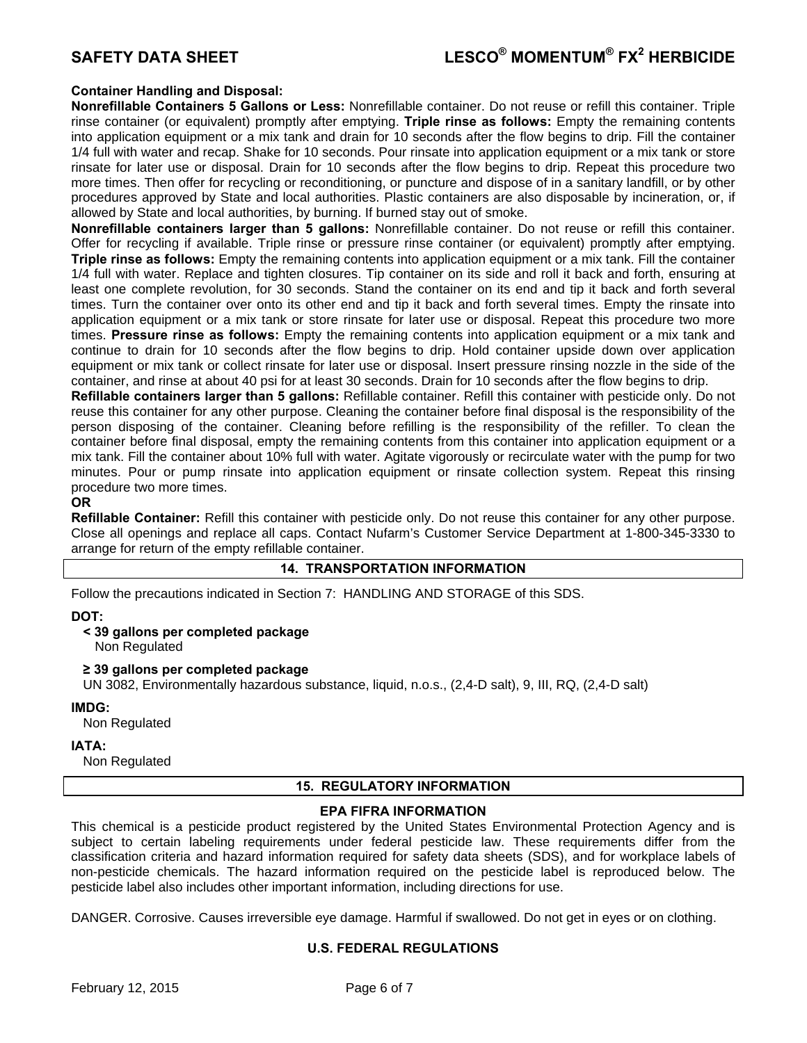**Container Handling and Disposal:**

**Nonrefillable Containers 5 Gallons or Less:** Nonrefillable container. Do not reuse or refill this container. Triple rinse container (or equivalent) promptly after emptying. **Triple rinse as follows:** Empty the remaining contents into application equipment or a mix tank and drain for 10 seconds after the flow begins to drip. Fill the container 1/4 full with water and recap. Shake for 10 seconds. Pour rinsate into application equipment or a mix tank or store rinsate for later use or disposal. Drain for 10 seconds after the flow begins to drip. Repeat this procedure two more times. Then offer for recycling or reconditioning, or puncture and dispose of in a sanitary landfill, or by other procedures approved by State and local authorities. Plastic containers are also disposable by incineration, or, if allowed by State and local authorities, by burning. If burned stay out of smoke.

**Nonrefillable containers larger than 5 gallons:** Nonrefillable container. Do not reuse or refill this container. Offer for recycling if available. Triple rinse or pressure rinse container (or equivalent) promptly after emptying. **Triple rinse as follows:** Empty the remaining contents into application equipment or a mix tank. Fill the container 1/4 full with water. Replace and tighten closures. Tip container on its side and roll it back and forth, ensuring at least one complete revolution, for 30 seconds. Stand the container on its end and tip it back and forth several times. Turn the container over onto its other end and tip it back and forth several times. Empty the rinsate into application equipment or a mix tank or store rinsate for later use or disposal. Repeat this procedure two more times. **Pressure rinse as follows:** Empty the remaining contents into application equipment or a mix tank and continue to drain for 10 seconds after the flow begins to drip. Hold container upside down over application equipment or mix tank or collect rinsate for later use or disposal. Insert pressure rinsing nozzle in the side of the container, and rinse at about 40 psi for at least 30 seconds. Drain for 10 seconds after the flow begins to drip.

**Refillable containers larger than 5 gallons:** Refillable container. Refill this container with pesticide only. Do not reuse this container for any other purpose. Cleaning the container before final disposal is the responsibility of the person disposing of the container. Cleaning before refilling is the responsibility of the refiller. To clean the container before final disposal, empty the remaining contents from this container into application equipment or a mix tank. Fill the container about 10% full with water. Agitate vigorously or recirculate water with the pump for two minutes. Pour or pump rinsate into application equipment or rinsate collection system. Repeat this rinsing procedure two more times.

**OR**

**Refillable Container:** Refill this container with pesticide only. Do not reuse this container for any other purpose. Close all openings and replace all caps. Contact Nufarm's Customer Service Department at 1-800-345-3330 to arrange for return of the empty refillable container.

## 14. TRANSPORTATION INFORMATION

Follow the precautions indicated in Section 7: HANDLING AND STORAGE of this SDS.

**DOT:**

**< 39 gallons per completed package**
Non Regulated

**≥ 39 gallons per completed package**
UN 3082, Environmentally hazardous substance, liquid, n.o.s., (2,4-D salt), 9, III, RQ, (2,4-D salt)

**IMDG:**
Non Regulated

**IATA:**
Non Regulated

## 15. REGULATORY INFORMATION

### EPA FIFRA INFORMATION

This chemical is a pesticide product registered by the United States Environmental Protection Agency and is subject to certain labeling requirements under federal pesticide law. These requirements differ from the classification criteria and hazard information required for safety data sheets (SDS), and for workplace labels of non-pesticide chemicals. The hazard information required on the pesticide label is reproduced below. The pesticide label also includes other important information, including directions for use.

DANGER. Corrosive. Causes irreversible eye damage. Harmful if swallowed. Do not get in eyes or on clothing.

### U.S. FEDERAL REGULATIONS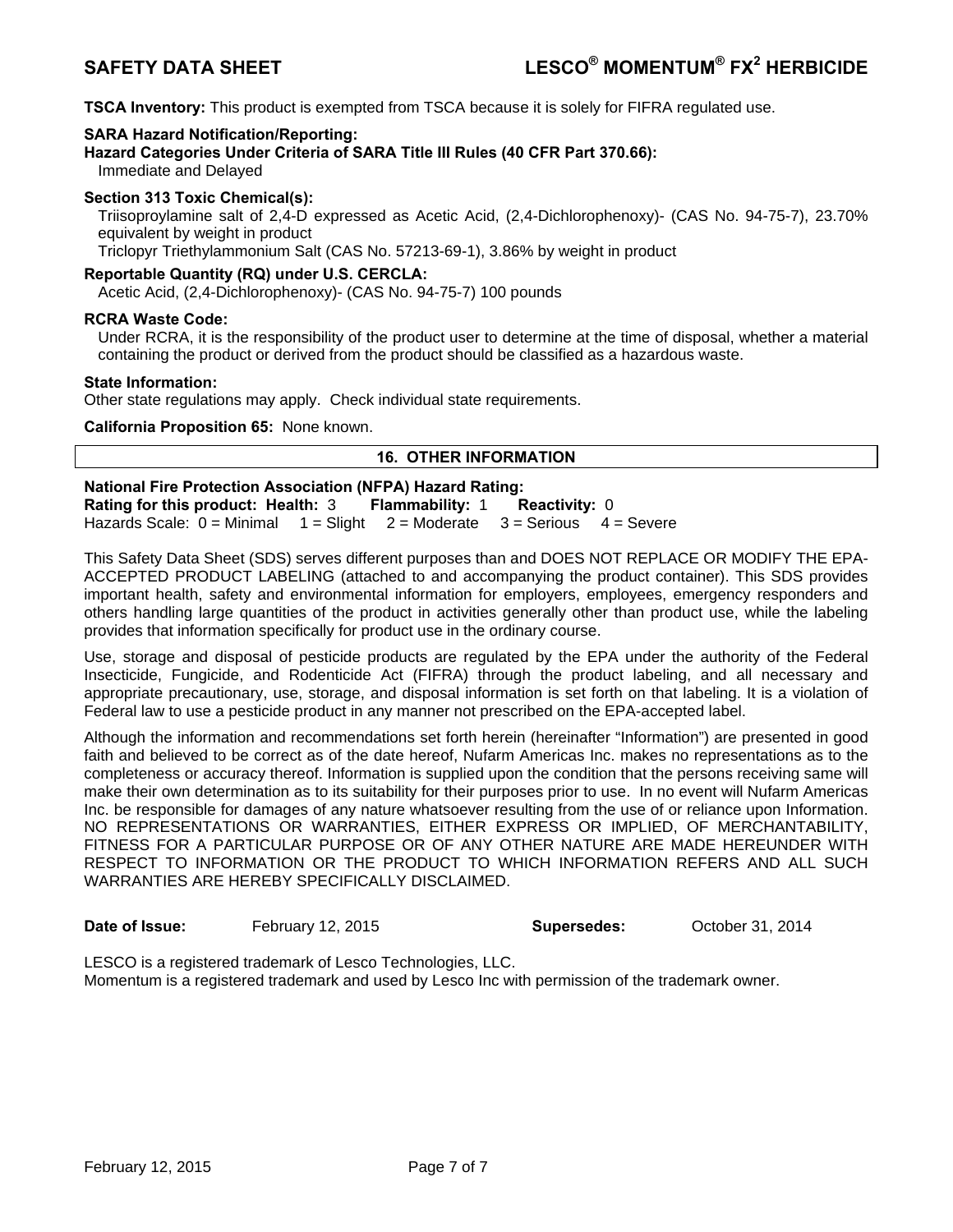**TSCA Inventory:** This product is exempted from TSCA because it is solely for FIFRA regulated use.

**SARA Hazard Notification/Reporting:**

**Hazard Categories Under Criteria of SARA Title III Rules (40 CFR Part 370.66):**

Immediate and Delayed

**Section 313 Toxic Chemical(s):**

Triisoproylamine salt of 2,4-D expressed as Acetic Acid, (2,4-Dichlorophenoxy)- (CAS No. 94-75-7), 23.70% equivalent by weight in product

Triclopyr Triethylammonium Salt (CAS No. 57213-69-1), 3.86% by weight in product

**Reportable Quantity (RQ) under U.S. CERCLA:**

Acetic Acid, (2,4-Dichlorophenoxy)- (CAS No. 94-75-7) 100 pounds

**RCRA Waste Code:**

Under RCRA, it is the responsibility of the product user to determine at the time of disposal, whether a material containing the product or derived from the product should be classified as a hazardous waste.

**State Information:**

Other state regulations may apply. Check individual state requirements.

**California Proposition 65:** None known.

## 16. OTHER INFORMATION

**National Fire Protection Association (NFPA) Hazard Rating:**

**Rating for this product: Health:** 3 **Flammability:** 1 **Reactivity:** 0

Hazards Scale: 0 = Minimal 1 = Slight 2 = Moderate 3 = Serious 4 = Severe

This Safety Data Sheet (SDS) serves different purposes than and DOES NOT REPLACE OR MODIFY THE EPA-ACCEPTED PRODUCT LABELING (attached to and accompanying the product container). This SDS provides important health, safety and environmental information for employers, employees, emergency responders and others handling large quantities of the product in activities generally other than product use, while the labeling provides that information specifically for product use in the ordinary course.

Use, storage and disposal of pesticide products are regulated by the EPA under the authority of the Federal Insecticide, Fungicide, and Rodenticide Act (FIFRA) through the product labeling, and all necessary and appropriate precautionary, use, storage, and disposal information is set forth on that labeling. It is a violation of Federal law to use a pesticide product in any manner not prescribed on the EPA-accepted label.

Although the information and recommendations set forth herein (hereinafter "Information") are presented in good faith and believed to be correct as of the date hereof, Nufarm Americas Inc. makes no representations as to the completeness or accuracy thereof. Information is supplied upon the condition that the persons receiving same will make their own determination as to its suitability for their purposes prior to use. In no event will Nufarm Americas Inc. be responsible for damages of any nature whatsoever resulting from the use of or reliance upon Information. NO REPRESENTATIONS OR WARRANTIES, EITHER EXPRESS OR IMPLIED, OF MERCHANTABILITY, FITNESS FOR A PARTICULAR PURPOSE OR OF ANY OTHER NATURE ARE MADE HEREUNDER WITH RESPECT TO INFORMATION OR THE PRODUCT TO WHICH INFORMATION REFERS AND ALL SUCH WARRANTIES ARE HEREBY SPECIFICALLY DISCLAIMED.

**Date of Issue:** February 12, 2015 **Supersedes:** October 31, 2014

LESCO is a registered trademark of Lesco Technologies, LLC.
Momentum is a registered trademark and used by Lesco Inc with permission of the trademark owner.